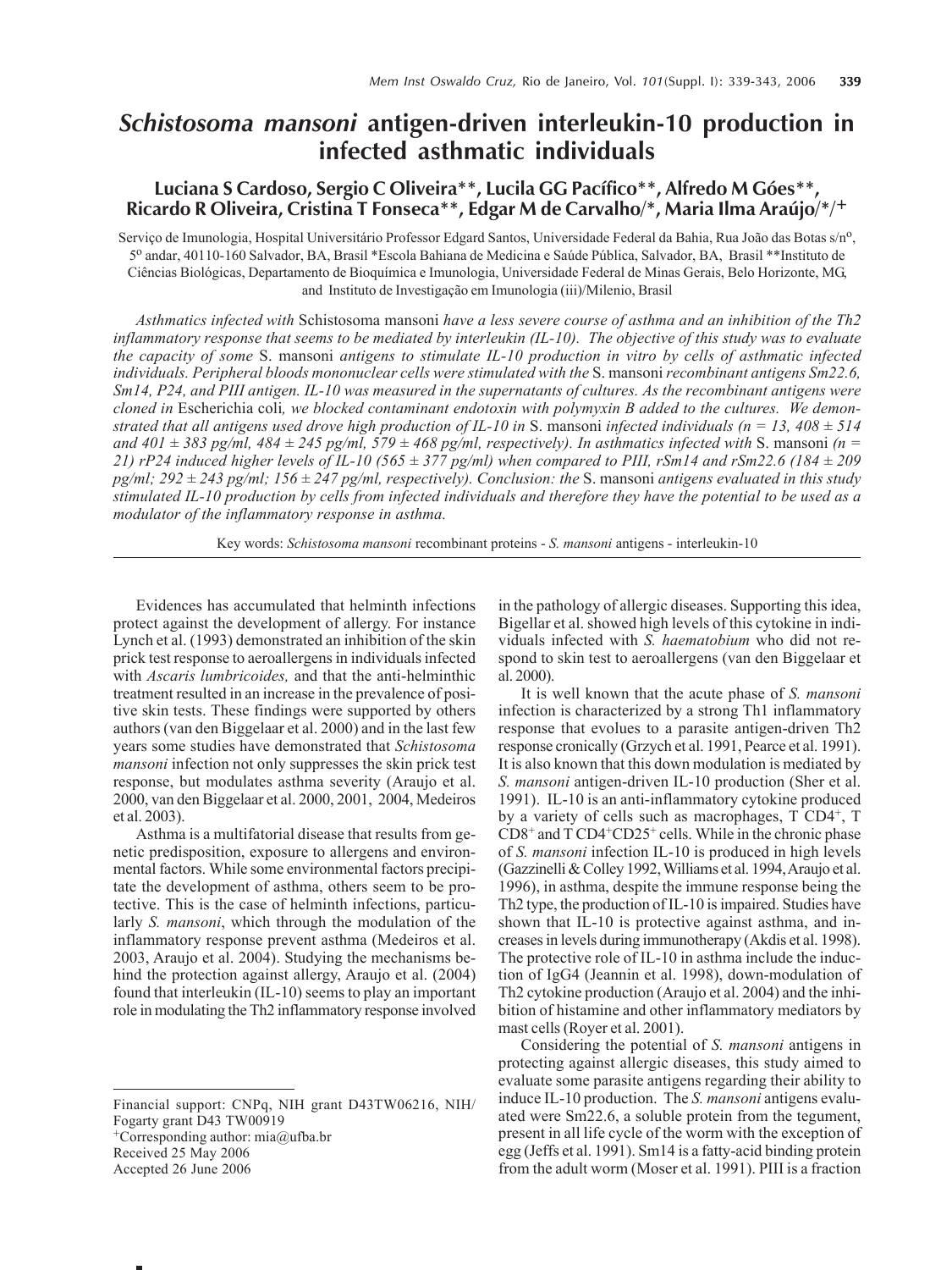# *Schistosoma mansoni* antigen-driven interleukin-10 production in infected asthmatic individuals

**Luciana S Cardoso, Sergio C Oliveira\*\*, Lucila GG Pacífico\*\*, Alfredo M Góes\*\*, Ricardo R Oliveira, Cristina T Fonseca\*\*, Edgar M de Carvalho/\*, Maria Ilma Araújo/\*/+**

Serviço de Imunologia, Hospital Universitário Professor Edgard Santos, Universidade Federal da Bahia, Rua João das Botas s/nº, 5º andar, 40110-160 Salvador, BA, Brasil \*Escola Bahiana de Medicina e Saúde Pública, Salvador, BA, Brasil \*\*Instituto de Ciências Biológicas, Departamento de Bioquímica e Imunologia, Universidade Federal de Minas Gerais, Belo Horizonte, MG, and Instituto de Investigação em Imunologia (iii)/Milenio, Brasil

*Asthmatics infected with* Schistosoma mansoni *have a less severe course of asthma and an inhibition of the Th2 inflammatory response that seems to be mediated by interleukin (IL-10). The objective of this study was to evaluate the capacity of some* S. mansoni *antigens to stimulate IL-10 production in vitro by cells of asthmatic infected individuals. Peripheral bloods mononuclear cells were stimulated with the* S. mansoni *recombinant antigens Sm22.6, Sm14, P24, and PIII antigen. IL-10 was measured in the supernatants of cultures. As the recombinant antigens were cloned in* Escherichia coli*, we blocked contaminant endotoxin with polymyxin B added to the cultures. We demonstrated that all antigens used drove high production of IL-10 in* S. mansoni *infected individuals (n = 13, 408 ± 514 and 401 ± 383 pg/ml, 484 ± 245 pg/ml, 579 ± 468 pg/ml, respectively). In asthmatics infected with* S. mansoni *(n = 21) rP24 induced higher levels of IL-10 (565 ± 377 pg/ml) when compared to PIII, rSm14 and rSm22.6 (184 ± 209 pg/ml; 292 ± 243 pg/ml; 156 ± 247 pg/ml, respectively). Conclusion: the* S. mansoni *antigens evaluated in this study stimulated IL-10 production by cells from infected individuals and therefore they have the potential to be used as a modulator of the inflammatory response in asthma.*

Key words: *Schistosoma mansoni* recombinant proteins - *S. mansoni* antigens - interleukin-10

Evidences has accumulated that helminth infections protect against the development of allergy. For instance Lynch et al. (1993) demonstrated an inhibition of the skin prick test response to aeroallergens in individuals infected with *Ascaris lumbricoides,* and that the anti-helminthic treatment resulted in an increase in the prevalence of positive skin tests. These findings were supported by others authors (van den Biggelaar et al. 2000) and in the last few years some studies have demonstrated that *Schistosoma mansoni* infection not only suppresses the skin prick test response, but modulates asthma severity (Araujo et al. 2000, van den Biggelaar et al. 2000, 2001, 2004, Medeiros et al. 2003).

Asthma is a multifatorial disease that results from genetic predisposition, exposure to allergens and environmental factors. While some environmental factors precipitate the development of asthma, others seem to be protective. This is the case of helminth infections, particularly *S. mansoni*, which through the modulation of the inflammatory response prevent asthma (Medeiros et al. 2003, Araujo et al. 2004). Studying the mechanisms behind the protection against allergy, Araujo et al. (2004) found that interleukin (IL-10) seems to play an important role in modulating the Th2 inflammatory response involved in the pathology of allergic diseases. Supporting this idea, Bigellar et al. showed high levels of this cytokine in individuals infected with *S. haematobium* who did not respond to skin test to aeroallergens (van den Biggelaar et al. 2000).

It is well known that the acute phase of *S. mansoni* infection is characterized by a strong Th1 inflammatory response that evolues to a parasite antigen-driven Th2 response cronically (Grzych et al. 1991, Pearce et al. 1991). It is also known that this down modulation is mediated by *S. mansoni* antigen-driven IL-10 production (Sher et al. 1991). IL-10 is an anti-inflammatory cytokine produced by a variety of cells such as macrophages, T $CD4^+$, T $CD8^+$ and T $CD4^+CD25^+$ cells. While in the chronic phase of *S. mansoni* infection IL-10 is produced in high levels (Gazzinelli & Colley 1992, Williams et al. 1994, Araujo et al. 1996), in asthma, despite the immune response being the Th2 type, the production of IL-10 is impaired. Studies have shown that IL-10 is protective against asthma, and increases in levels during immunotherapy (Akdis et al. 1998). The protective role of IL-10 in asthma include the induction of IgG4 (Jeannin et al. 1998), down-modulation of Th2 cytokine production (Araujo et al. 2004) and the inhibition of histamine and other inflammatory mediators by mast cells (Royer et al. 2001).

Considering the potential of *S. mansoni* antigens in protecting against allergic diseases, this study aimed to evaluate some parasite antigens regarding their ability to induce IL-10 production. The *S. mansoni* antigens evaluated were Sm22.6, a soluble protein from the tegument, present in all life cycle of the worm with the exception of egg (Jeffs et al. 1991). Sm14 is a fatty-acid binding protein from the adult worm (Moser et al. 1991). PIII is a fraction

---

Financial support: CNPq, NIH grant D43TW06216, NIH/Fogarty grant D43 TW00919

+Corresponding author: mia@ufba.br

Received 25 May 2006

Accepted 26 June 2006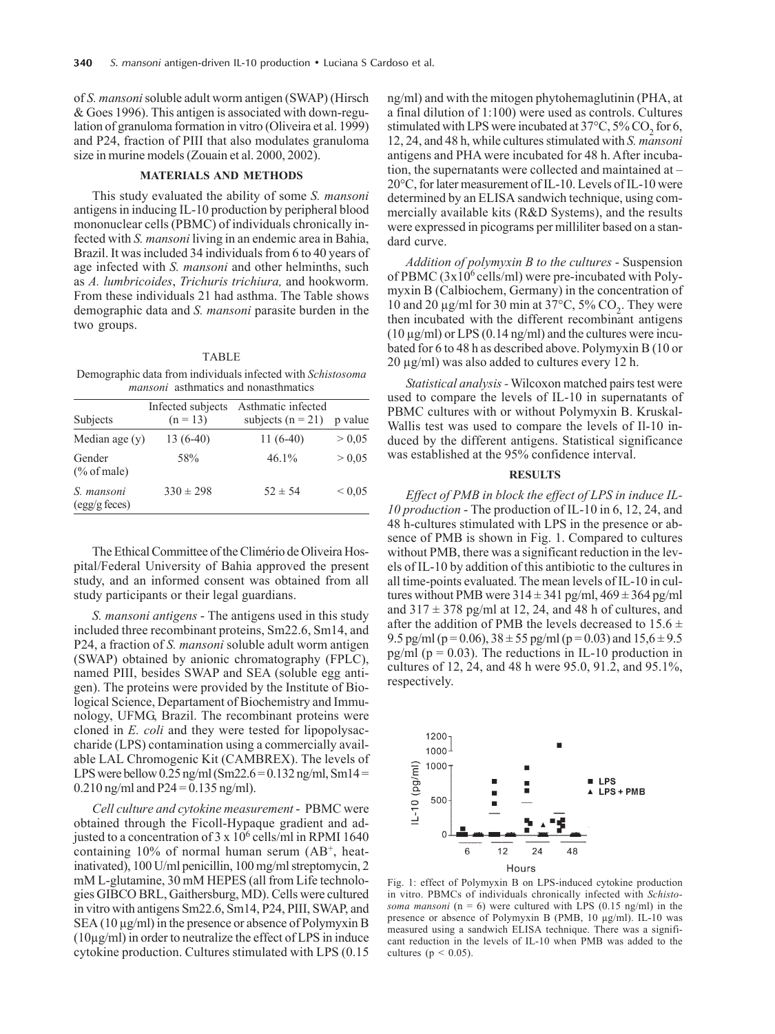of *S. mansoni* soluble adult worm antigen (SWAP) (Hirsch & Goes 1996). This antigen is associated with down-regulation of granuloma formation in vitro (Oliveira et al. 1999) and P24, fraction of PIII that also modulates granuloma size in murine models (Zouain et al. 2000, 2002).

## MATERIALS AND METHODS

This study evaluated the ability of some *S. mansoni* antigens in inducing IL-10 production by peripheral blood mononuclear cells (PBMC) of individuals chronically infected with *S. mansoni* living in an endemic area in Bahia, Brazil. It was included 34 individuals from 6 to 40 years of age infected with *S. mansoni* and other helminths, such as *A. lumbricoides*, *Trichuris trichiura,* and hookworm. From these individuals 21 had asthma. The Table shows demographic data and *S. mansoni* parasite burden in the two groups.

TABLE

Demographic data from individuals infected with *Schistosoma mansoni* asthmatics and nonasthmatics

| Subjects | Infected subjects (n = 13) | Asthmatic infected subjects (n = 21) | p value |
|---|---|---|---|
| Median age (y) | 13 (6-40) | 11 (6-40) | > 0,05 |
| Gender (% of male) | 58% | 46.1% | > 0,05 |
| *S. mansoni* (egg/g feces) | 330 ± 298 | 52 ± 54 | < 0,05 |

The Ethical Committee of the Climério de Oliveira Hospital/Federal University of Bahia approved the present study, and an informed consent was obtained from all study participants or their legal guardians.

*S. mansoni antigens* - The antigens used in this study included three recombinant proteins, Sm22.6, Sm14, and P24, a fraction of *S. mansoni* soluble adult worm antigen (SWAP) obtained by anionic chromatography (FPLC), named PIII, besides SWAP and SEA (soluble egg antigen). The proteins were provided by the Institute of Biological Science, Departament of Biochemistry and Immunology, UFMG, Brazil. The recombinant proteins were cloned in *E. coli* and they were tested for lipopolysaccharide (LPS) contamination using a commercially available LAL Chromogenic Kit (CAMBREX). The levels of LPS were bellow 0.25 ng/ml (Sm22.6 = 0.132 ng/ml, Sm14 = 0.210 ng/ml and P24 = 0.135 ng/ml).

*Cell culture and cytokine measurement* - PBMC were obtained through the Ficoll-Hypaque gradient and adjusted to a concentration of $3 \times 10^6$ cells/ml in RPMI 1640 containing 10% of normal human serum ($AB^+$, heat-inativated), 100 U/ml penicillin, 100 mg/ml streptomycin, 2 mM L-glutamine, 30 mM HEPES (all from Life technologies GIBCO BRL, Gaithersburg, MD). Cells were cultured in vitro with antigens Sm22.6, Sm14, P24, PIII, SWAP, and SEA (10 µg/ml) in the presence or absence of Polymyxin B (10µg/ml) in order to neutralize the effect of LPS in induce cytokine production. Cultures stimulated with LPS (0.15 ng/ml) and with the mitogen phytohemaglutinin (PHA, at a final dilution of 1:100) were used as controls. Cultures stimulated with LPS were incubated at 37°C, 5% $CO_2$ for 6, 12, 24, and 48 h, while cultures stimulated with *S. mansoni* antigens and PHA were incubated for 48 h. After incubation, the supernatants were collected and maintained at –20°C, for later measurement of IL-10. Levels of IL-10 were determined by an ELISA sandwich technique, using commercially available kits (R&D Systems), and the results were expressed in picograms per milliliter based on a standard curve.

*Addition of polymyxin B to the cultures* - Suspension of PBMC ($3 \times 10^6$ cells/ml) were pre-incubated with Polymyxin B (Calbiochem, Germany) in the concentration of 10 and 20 µg/ml for 30 min at 37°C, 5% $CO_2$. They were then incubated with the different recombinant antigens (10 µg/ml) or LPS (0.14 ng/ml) and the cultures were incubated for 6 to 48 h as described above. Polymyxin B (10 or 20 µg/ml) was also added to cultures every 12 h.

*Statistical analysis* - Wilcoxon matched pairs test were used to compare the levels of IL-10 in supernatants of PBMC cultures with or without Polymyxin B. Kruskal-Wallis test was used to compare the levels of Il-10 induced by the different antigens. Statistical significance was established at the 95% confidence interval.

## RESULTS

*Effect of PMB in block the effect of LPS in induce IL-10 production* - The production of IL-10 in 6, 12, 24, and 48 h-cultures stimulated with LPS in the presence or absence of PMB is shown in Fig. 1. Compared to cultures without PMB, there was a significant reduction in the levels of IL-10 by addition of this antibiotic to the cultures in all time-points evaluated. The mean levels of IL-10 in cultures without PMB were 314 ± 341 pg/ml, 469 ± 364 pg/ml and 317 ± 378 pg/ml at 12, 24, and 48 h of cultures, and after the addition of PMB the levels decreased to 15.6 ± 9.5 pg/ml ($p = 0.06$), 38 ± 55 pg/ml ($p = 0.03$) and 15,6 ± 9.5 pg/ml ($p = 0.03$). The reductions in IL-10 production in cultures of 12, 24, and 48 h were 95.0, 91.2, and 95.1%, respectively.

Fig. 1: effect of Polymyxin B on LPS-induced cytokine production in vitro. PBMCs of individuals chronically infected with *Schistosoma mansoni* (n = 6) were cultured with LPS (0.15 ng/ml) in the presence or absence of Polymyxin B (PMB, 10 µg/ml). IL-10 was measured using a sandwich ELISA technique. There was a significant reduction in the levels of IL-10 when PMB was added to the cultures ($p < 0.05$).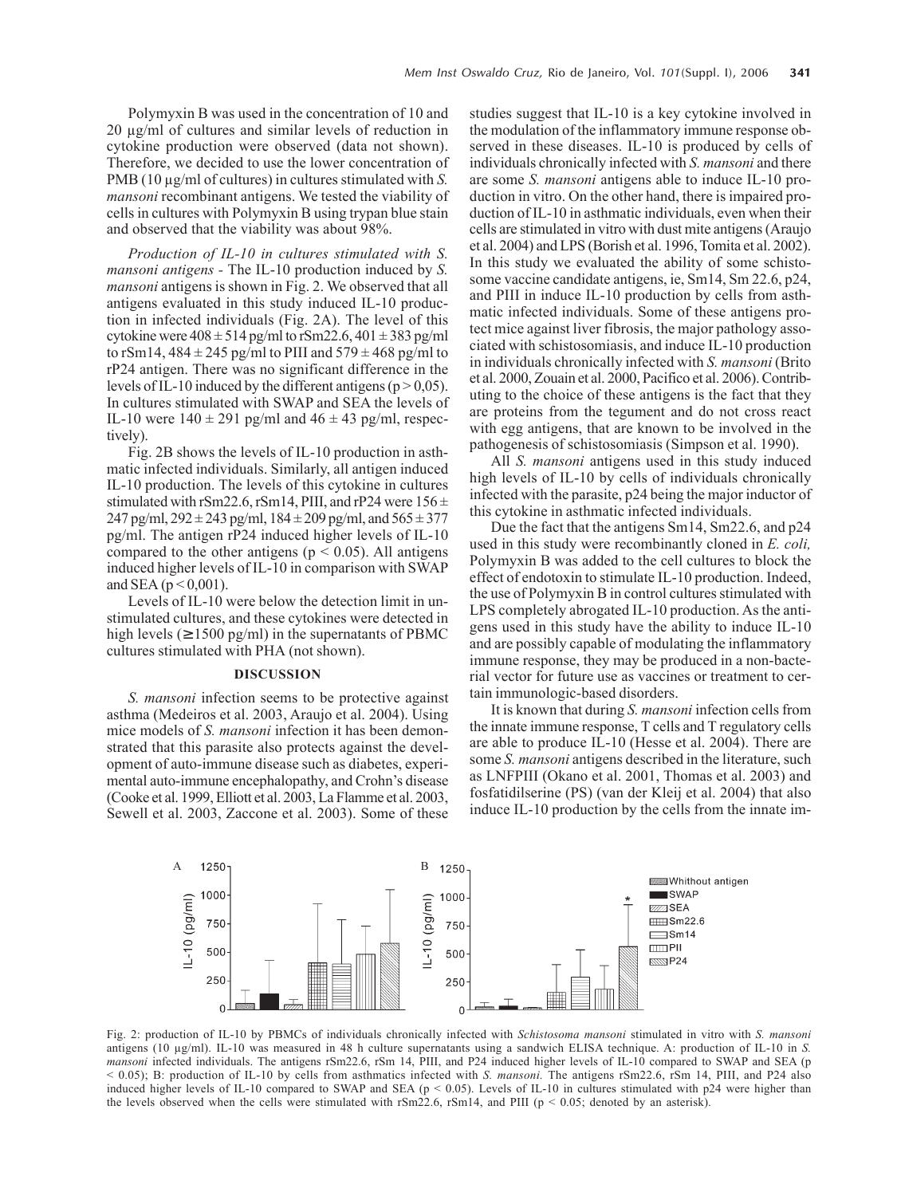Polymyxin B was used in the concentration of 10 and 20 µg/ml of cultures and similar levels of reduction in cytokine production were observed (data not shown). Therefore, we decided to use the lower concentration of PMB (10 µg/ml of cultures) in cultures stimulated with *S. mansoni* recombinant antigens. We tested the viability of cells in cultures with Polymyxin B using trypan blue stain and observed that the viability was about 98%.

*Production of IL-10 in cultures stimulated with S. mansoni antigens* - The IL-10 production induced by *S. mansoni* antigens is shown in Fig. 2. We observed that all antigens evaluated in this study induced IL-10 production in infected individuals (Fig. 2A). The level of this cytokine were 408 ± 514 pg/ml to rSm22.6, 401 ± 383 pg/ml to rSm14, 484 ± 245 pg/ml to PIII and 579 ± 468 pg/ml to rP24 antigen. There was no significant difference in the levels of IL-10 induced by the different antigens ($p > 0,05$). In cultures stimulated with SWAP and SEA the levels of IL-10 were 140 ± 291 pg/ml and 46 ± 43 pg/ml, respectively).

Fig. 2B shows the levels of IL-10 production in asthmatic infected individuals. Similarly, all antigen induced IL-10 production. The levels of this cytokine in cultures stimulated with rSm22.6, rSm14, PIII, and rP24 were 156 ± 247 pg/ml, 292 ± 243 pg/ml, 184 ± 209 pg/ml, and 565 ± 377 pg/ml. The antigen rP24 induced higher levels of IL-10 compared to the other antigens ($p < 0.05$). All antigens induced higher levels of IL-10 in comparison with SWAP and SEA ($p < 0,001$).

Levels of IL-10 were below the detection limit in unstimulated cultures, and these cytokines were detected in high levels (≥ 1500 pg/ml) in the supernatants of PBMC cultures stimulated with PHA (not shown).

## DISCUSSION

*S. mansoni* infection seems to be protective against asthma (Medeiros et al. 2003, Araujo et al. 2004). Using mice models of *S. mansoni* infection it has been demonstrated that this parasite also protects against the development of auto-immune disease such as diabetes, experimental auto-immune encephalopathy, and Crohn's disease (Cooke et al. 1999, Elliott et al. 2003, La Flamme et al. 2003, Sewell et al. 2003, Zaccone et al. 2003). Some of these studies suggest that IL-10 is a key cytokine involved in the modulation of the inflammatory immune response observed in these diseases. IL-10 is produced by cells of individuals chronically infected with *S. mansoni* and there are some *S. mansoni* antigens able to induce IL-10 production in vitro. On the other hand, there is impaired production of IL-10 in asthmatic individuals, even when their cells are stimulated in vitro with dust mite antigens (Araujo et al. 2004) and LPS (Borish et al. 1996, Tomita et al. 2002). In this study we evaluated the ability of some schistosome vaccine candidate antigens, ie, Sm14, Sm 22.6, p24, and PIII in induce IL-10 production by cells from asthmatic infected individuals. Some of these antigens protect mice against liver fibrosis, the major pathology associated with schistosomiasis, and induce IL-10 production in individuals chronically infected with *S. mansoni* (Brito et al. 2000, Zouain et al. 2000, Pacifico et al. 2006). Contributing to the choice of these antigens is the fact that they are proteins from the tegument and do not cross react with egg antigens, that are known to be involved in the pathogenesis of schistosomiasis (Simpson et al. 1990).

All *S. mansoni* antigens used in this study induced high levels of IL-10 by cells of individuals chronically infected with the parasite, p24 being the major inductor of this cytokine in asthmatic infected individuals.

Due the fact that the antigens Sm14, Sm22.6, and p24 used in this study were recombinantly cloned in *E. coli,* Polymyxin B was added to the cell cultures to block the effect of endotoxin to stimulate IL-10 production. Indeed, the use of Polymyxin B in control cultures stimulated with LPS completely abrogated IL-10 production. As the antigens used in this study have the ability to induce IL-10 and are possibly capable of modulating the inflammatory immune response, they may be produced in a non-bacterial vector for future use as vaccines or treatment to certain immunologic-based disorders.

It is known that during *S. mansoni* infection cells from the innate immune response, T cells and T regulatory cells are able to produce IL-10 (Hesse et al. 2004). There are some *S. mansoni* antigens described in the literature, such as LNFPIII (Okano et al. 2001, Thomas et al. 2003) and fosfatidilserine (PS) (van der Kleij et al. 2004) that also induce IL-10 production by the cells from the innate im-

Fig. 2: production of IL-10 by PBMCs of individuals chronically infected with *Schistosoma mansoni* stimulated in vitro with *S. mansoni* antigens (10 µg/ml). IL-10 was measured in 48 h culture supernatants using a sandwich ELISA technique. A: production of IL-10 in *S. mansoni* infected individuals. The antigens rSm22.6, rSm 14, PIII, and P24 induced higher levels of IL-10 compared to SWAP and SEA ($p < 0.05$); B: production of IL-10 by cells from asthmatics infected with *S. mansoni.* The antigens rSm22.6, rSm 14, PIII, and P24 also induced higher levels of IL-10 compared to SWAP and SEA ($p < 0.05$). Levels of IL-10 in cultures stimulated with p24 were higher than the levels observed when the cells were stimulated with rSm22.6, rSm14, and PIII ($p < 0.05$; denoted by an asterisk).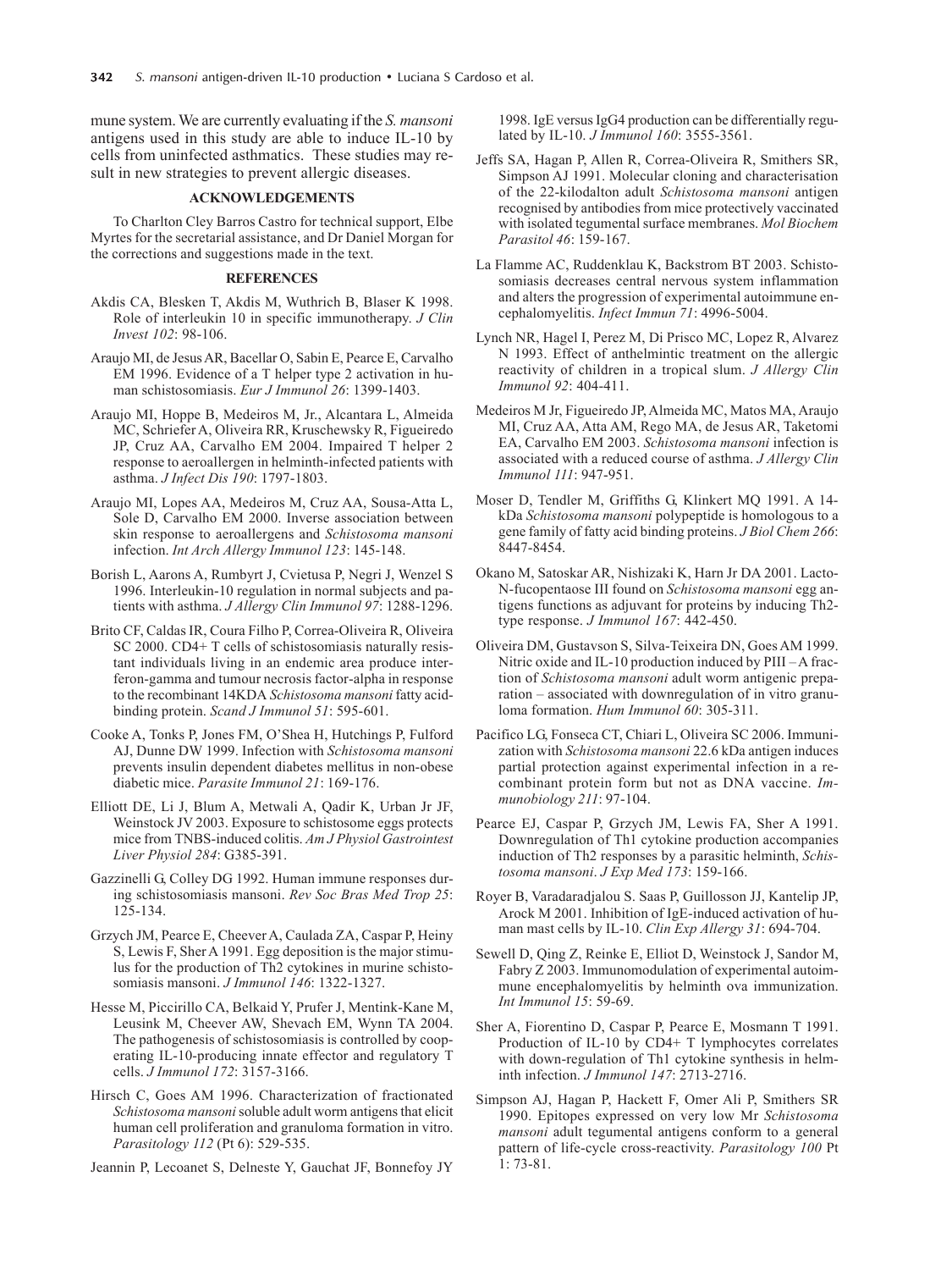mune system. We are currently evaluating if the *S. mansoni* antigens used in this study are able to induce IL-10 by cells from uninfected asthmatics. These studies may result in new strategies to prevent allergic diseases.

## ACKNOWLEDGEMENTS

To Charlton Cley Barros Castro for technical support, Elbe Myrtes for the secretarial assistance, and Dr Daniel Morgan for the corrections and suggestions made in the text.

## REFERENCES

Akdis CA, Blesken T, Akdis M, Wuthrich B, Blaser K 1998. Role of interleukin 10 in specific immunotherapy. *J Clin Invest 102*: 98-106.

Araujo MI, de Jesus AR, Bacellar O, Sabin E, Pearce E, Carvalho EM 1996. Evidence of a T helper type 2 activation in human schistosomiasis. *Eur J Immunol 26*: 1399-1403.

Araujo MI, Hoppe B, Medeiros M, Jr., Alcantara L, Almeida MC, Schriefer A, Oliveira RR, Kruschewsky R, Figueiredo JP, Cruz AA, Carvalho EM 2004. Impaired T helper 2 response to aeroallergen in helminth-infected patients with asthma. *J Infect Dis 190*: 1797-1803.

Araujo MI, Lopes AA, Medeiros M, Cruz AA, Sousa-Atta L, Sole D, Carvalho EM 2000. Inverse association between skin response to aeroallergens and *Schistosoma mansoni* infection. *Int Arch Allergy Immunol 123*: 145-148.

Borish L, Aarons A, Rumbyrt J, Cvietusa P, Negri J, Wenzel S 1996. Interleukin-10 regulation in normal subjects and patients with asthma. *J Allergy Clin Immunol 97*: 1288-1296.

Brito CF, Caldas IR, Coura Filho P, Correa-Oliveira R, Oliveira SC 2000. CD4+ T cells of schistosomiasis naturally resistant individuals living in an endemic area produce interferon-gamma and tumour necrosis factor-alpha in response to the recombinant 14KDA *Schistosoma mansoni* fatty acid-binding protein. *Scand J Immunol 51*: 595-601.

Cooke A, Tonks P, Jones FM, O'Shea H, Hutchings P, Fulford AJ, Dunne DW 1999. Infection with *Schistosoma mansoni* prevents insulin dependent diabetes mellitus in non-obese diabetic mice. *Parasite Immunol 21*: 169-176.

Elliott DE, Li J, Blum A, Metwali A, Qadir K, Urban Jr JF, Weinstock JV 2003. Exposure to schistosome eggs protects mice from TNBS-induced colitis. *Am J Physiol Gastrointest Liver Physiol 284*: G385-391.

Gazzinelli G, Colley DG 1992. Human immune responses during schistosomiasis mansoni. *Rev Soc Bras Med Trop 25*: 125-134.

Grzych JM, Pearce E, Cheever A, Caulada ZA, Caspar P, Heiny S, Lewis F, Sher A 1991. Egg deposition is the major stimulus for the production of Th2 cytokines in murine schistosomiasis mansoni. *J Immunol 146*: 1322-1327.

Hesse M, Piccirillo CA, Belkaid Y, Prufer J, Mentink-Kane M, Leusink M, Cheever AW, Shevach EM, Wynn TA 2004. The pathogenesis of schistosomiasis is controlled by cooperating IL-10-producing innate effector and regulatory T cells. *J Immunol 172*: 3157-3166.

Hirsch C, Goes AM 1996. Characterization of fractionated *Schistosoma mansoni* soluble adult worm antigens that elicit human cell proliferation and granuloma formation in vitro. *Parasitology 112* (Pt 6): 529-535.

Jeannin P, Lecoanet S, Delneste Y, Gauchat JF, Bonnefoy JY 1998. IgE versus IgG4 production can be differentially regulated by IL-10. *J Immunol 160*: 3555-3561.

Jeffs SA, Hagan P, Allen R, Correa-Oliveira R, Smithers SR, Simpson AJ 1991. Molecular cloning and characterisation of the 22-kilodalton adult *Schistosoma mansoni* antigen recognised by antibodies from mice protectively vaccinated with isolated tegumental surface membranes. *Mol Biochem Parasitol 46*: 159-167.

La Flamme AC, Ruddenklau K, Backstrom BT 2003. Schistosomiasis decreases central nervous system inflammation and alters the progression of experimental autoimmune encephalomyelitis. *Infect Immun 71*: 4996-5004.

Lynch NR, Hagel I, Perez M, Di Prisco MC, Lopez R, Alvarez N 1993. Effect of anthelmintic treatment on the allergic reactivity of children in a tropical slum. *J Allergy Clin Immunol 92*: 404-411.

Medeiros M Jr, Figueiredo JP, Almeida MC, Matos MA, Araujo MI, Cruz AA, Atta AM, Rego MA, de Jesus AR, Taketomi EA, Carvalho EM 2003. *Schistosoma mansoni* infection is associated with a reduced course of asthma. *J Allergy Clin Immunol 111*: 947-951.

Moser D, Tendler M, Griffiths G, Klinkert MQ 1991. A 14-kDa *Schistosoma mansoni* polypeptide is homologous to a gene family of fatty acid binding proteins. *J Biol Chem 266*: 8447-8454.

Okano M, Satoskar AR, Nishizaki K, Harn Jr DA 2001. Lacto-N-fucopentaose III found on *Schistosoma mansoni* egg antigens functions as adjuvant for proteins by inducing Th2-type response. *J Immunol 167*: 442-450.

Oliveira DM, Gustavson S, Silva-Teixeira DN, Goes AM 1999. Nitric oxide and IL-10 production induced by PIII – A fraction of *Schistosoma mansoni* adult worm antigenic preparation – associated with downregulation of in vitro granuloma formation. *Hum Immunol 60*: 305-311.

Pacifico LG, Fonseca CT, Chiari L, Oliveira SC 2006. Immunization with *Schistosoma mansoni* 22.6 kDa antigen induces partial protection against experimental infection in a recombinant protein form but not as DNA vaccine. *Immunobiology 211*: 97-104.

Pearce EJ, Caspar P, Grzych JM, Lewis FA, Sher A 1991. Downregulation of Th1 cytokine production accompanies induction of Th2 responses by a parasitic helminth, *Schistosoma mansoni*. *J Exp Med 173*: 159-166.

Royer B, Varadaradjalou S. Saas P, Guillosson JJ, Kantelip JP, Arock M 2001. Inhibition of IgE-induced activation of human mast cells by IL-10. *Clin Exp Allergy 31*: 694-704.

Sewell D, Qing Z, Reinke E, Elliot D, Weinstock J, Sandor M, Fabry Z 2003. Immunomodulation of experimental autoimmune encephalomyelitis by helminth ova immunization. *Int Immunol 15*: 59-69.

Sher A, Fiorentino D, Caspar P, Pearce E, Mosmann T 1991. Production of IL-10 by CD4+ T lymphocytes correlates with down-regulation of Th1 cytokine synthesis in helminth infection. *J Immunol 147*: 2713-2716.

Simpson AJ, Hagan P, Hackett F, Omer Ali P, Smithers SR 1990. Epitopes expressed on very low Mr *Schistosoma mansoni* adult tegumental antigens conform to a general pattern of life-cycle cross-reactivity. *Parasitology 100* Pt 1: 73-81.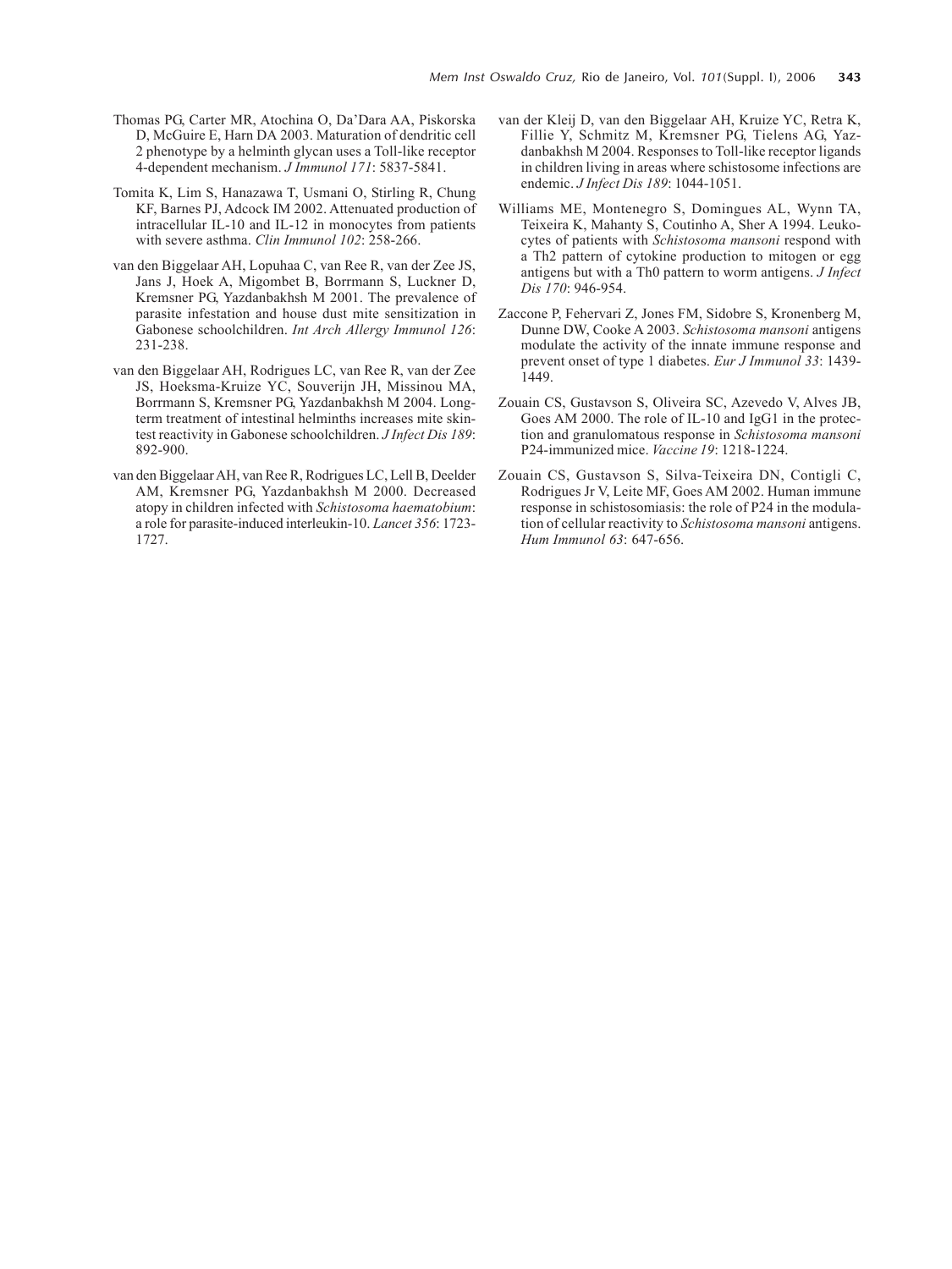Thomas PG, Carter MR, Atochina O, Da'Dara AA, Piskorska D, McGuire E, Harn DA 2003. Maturation of dendritic cell 2 phenotype by a helminth glycan uses a Toll-like receptor 4-dependent mechanism. *J Immunol 171*: 5837-5841.

Tomita K, Lim S, Hanazawa T, Usmani O, Stirling R, Chung KF, Barnes PJ, Adcock IM 2002. Attenuated production of intracellular IL-10 and IL-12 in monocytes from patients with severe asthma. *Clin Immunol 102*: 258-266.

van den Biggelaar AH, Lopuhaa C, van Ree R, van der Zee JS, Jans J, Hoek A, Migombet B, Borrmann S, Luckner D, Kremsner PG, Yazdanbakhsh M 2001. The prevalence of parasite infestation and house dust mite sensitization in Gabonese schoolchildren. *Int Arch Allergy Immunol 126*: 231-238.

van den Biggelaar AH, Rodrigues LC, van Ree R, van der Zee JS, Hoeksma-Kruize YC, Souverijn JH, Missinou MA, Borrmann S, Kremsner PG, Yazdanbakhsh M 2004. Long-term treatment of intestinal helminths increases mite skin-test reactivity in Gabonese schoolchildren. *J Infect Dis 189*: 892-900.

van den Biggelaar AH, van Ree R, Rodrigues LC, Lell B, Deelder AM, Kremsner PG, Yazdanbakhsh M 2000. Decreased atopy in children infected with *Schistosoma haematobium*: a role for parasite-induced interleukin-10. *Lancet 356*: 1723-1727.

van der Kleij D, van den Biggelaar AH, Kruize YC, Retra K, Fillie Y, Schmitz M, Kremsner PG, Tielens AG, Yazdanbakhsh M 2004. Responses to Toll-like receptor ligands in children living in areas where schistosome infections are endemic. *J Infect Dis 189*: 1044-1051.

Williams ME, Montenegro S, Domingues AL, Wynn TA, Teixeira K, Mahanty S, Coutinho A, Sher A 1994. Leukocytes of patients with *Schistosoma mansoni* respond with a Th2 pattern of cytokine production to mitogen or egg antigens but with a Th0 pattern to worm antigens. *J Infect Dis 170*: 946-954.

Zaccone P, Fehervari Z, Jones FM, Sidobre S, Kronenberg M, Dunne DW, Cooke A 2003. *Schistosoma mansoni* antigens modulate the activity of the innate immune response and prevent onset of type 1 diabetes. *Eur J Immunol 33*: 1439-1449.

Zouain CS, Gustavson S, Oliveira SC, Azevedo V, Alves JB, Goes AM 2000. The role of IL-10 and IgG1 in the protection and granulomatous response in *Schistosoma mansoni* P24-immunized mice. *Vaccine 19*: 1218-1224.

Zouain CS, Gustavson S, Silva-Teixeira DN, Contigli C, Rodrigues Jr V, Leite MF, Goes AM 2002. Human immune response in schistosomiasis: the role of P24 in the modulation of cellular reactivity to *Schistosoma mansoni* antigens. *Hum Immunol 63*: 647-656.